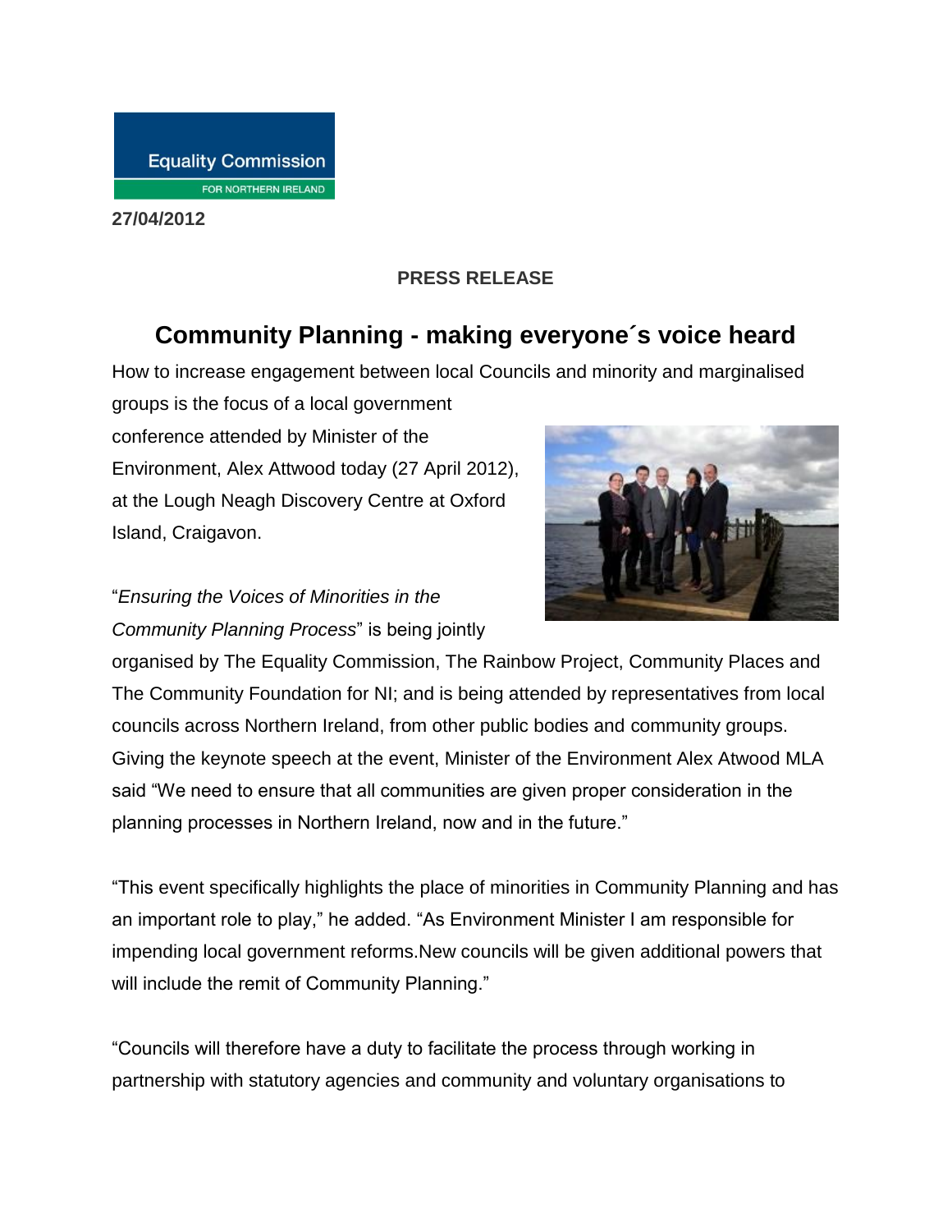Equality Commission FOR NORTHERN IRELAND

**27/04/2012**

**PRESS RELEASE**

# Community Planning - making everyone´s voice heard

How to increase engagement between local Councils and minority and marginalised groups is the focus of a local government conference attended by Minister of the Environment, Alex Attwood today (27 April 2012), at the Lough Neagh Discovery Centre at Oxford Island, Craigavon.

"*Ensuring the Voices of Minorities in the Community Planning Process*" is being jointly organised by The Equality Commission, The Rainbow Project, Community Places and The Community Foundation for NI; and is being attended by representatives from local councils across Northern Ireland, from other public bodies and community groups. Giving the keynote speech at the event, Minister of the Environment Alex Atwood MLA said "We need to ensure that all communities are given proper consideration in the planning processes in Northern Ireland, now and in the future."

"This event specifically highlights the place of minorities in Community Planning and has an important role to play," he added. "As Environment Minister I am responsible for impending local government reforms.New councils will be given additional powers that will include the remit of Community Planning."

"Councils will therefore have a duty to facilitate the process through working in partnership with statutory agencies and community and voluntary organisations to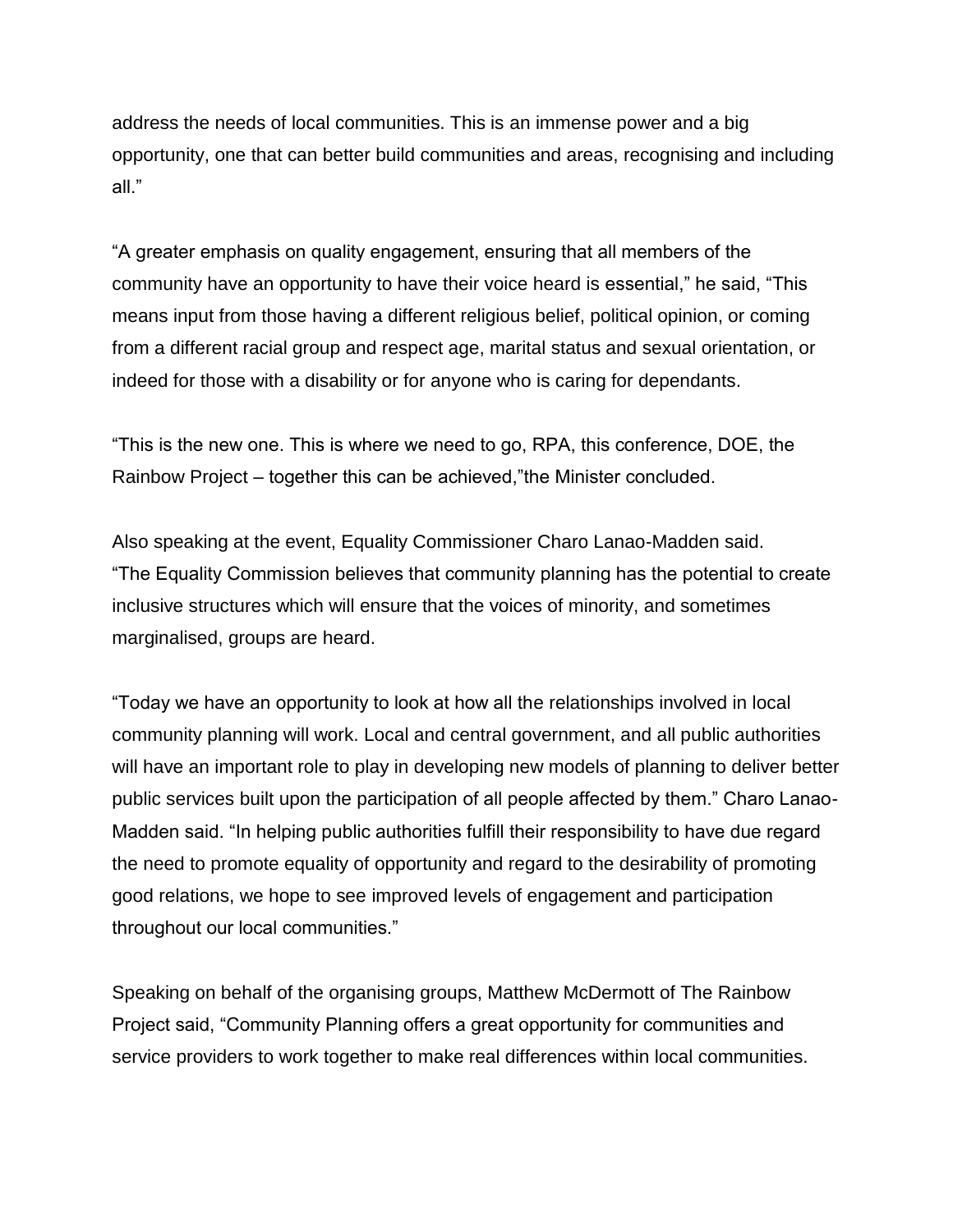address the needs of local communities. This is an immense power and a big opportunity, one that can better build communities and areas, recognising and including all."

"A greater emphasis on quality engagement, ensuring that all members of the community have an opportunity to have their voice heard is essential," he said, "This means input from those having a different religious belief, political opinion, or coming from a different racial group and respect age, marital status and sexual orientation, or indeed for those with a disability or for anyone who is caring for dependants.

"This is the new one. This is where we need to go, RPA, this conference, DOE, the Rainbow Project – together this can be achieved,"the Minister concluded.

Also speaking at the event, Equality Commissioner Charo Lanao-Madden said. "The Equality Commission believes that community planning has the potential to create inclusive structures which will ensure that the voices of minority, and sometimes marginalised, groups are heard.

"Today we have an opportunity to look at how all the relationships involved in local community planning will work. Local and central government, and all public authorities will have an important role to play in developing new models of planning to deliver better public services built upon the participation of all people affected by them." Charo Lanao-Madden said. "In helping public authorities fulfill their responsibility to have due regard the need to promote equality of opportunity and regard to the desirability of promoting good relations, we hope to see improved levels of engagement and participation throughout our local communities."

Speaking on behalf of the organising groups, Matthew McDermott of The Rainbow Project said, "Community Planning offers a great opportunity for communities and service providers to work together to make real differences within local communities.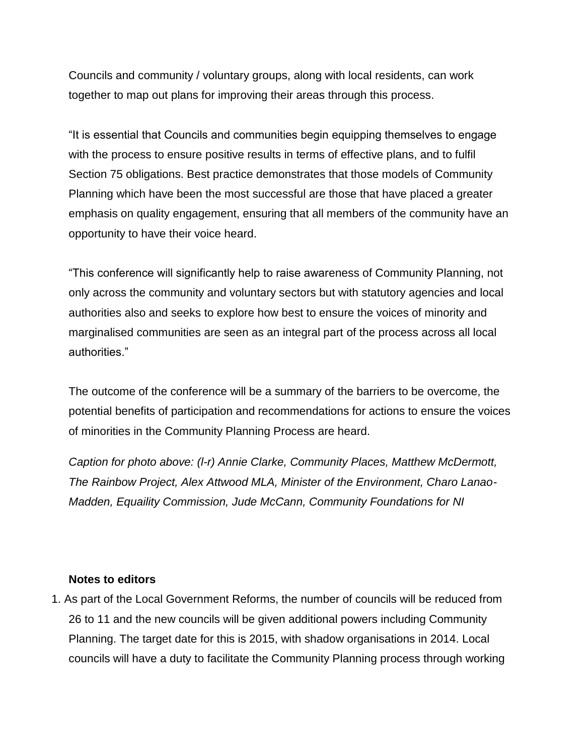Councils and community / voluntary groups, along with local residents, can work together to map out plans for improving their areas through this process.

“It is essential that Councils and communities begin equipping themselves to engage with the process to ensure positive results in terms of effective plans, and to fulfil Section 75 obligations. Best practice demonstrates that those models of Community Planning which have been the most successful are those that have placed a greater emphasis on quality engagement, ensuring that all members of the community have an opportunity to have their voice heard.

“This conference will significantly help to raise awareness of Community Planning, not only across the community and voluntary sectors but with statutory agencies and local authorities also and seeks to explore how best to ensure the voices of minority and marginalised communities are seen as an integral part of the process across all local authorities.”

The outcome of the conference will be a summary of the barriers to be overcome, the potential benefits of participation and recommendations for actions to ensure the voices of minorities in the Community Planning Process are heard.

*Caption for photo above: (l-r) Annie Clarke, Community Places, Matthew McDermott, The Rainbow Project, Alex Attwood MLA, Minister of the Environment, Charo Lanao-Madden, Equaility Commission, Jude McCann, Community Foundations for NI*

**Notes to editors**

1. As part of the Local Government Reforms, the number of councils will be reduced from 26 to 11 and the new councils will be given additional powers including Community Planning. The target date for this is 2015, with shadow organisations in 2014. Local councils will have a duty to facilitate the Community Planning process through working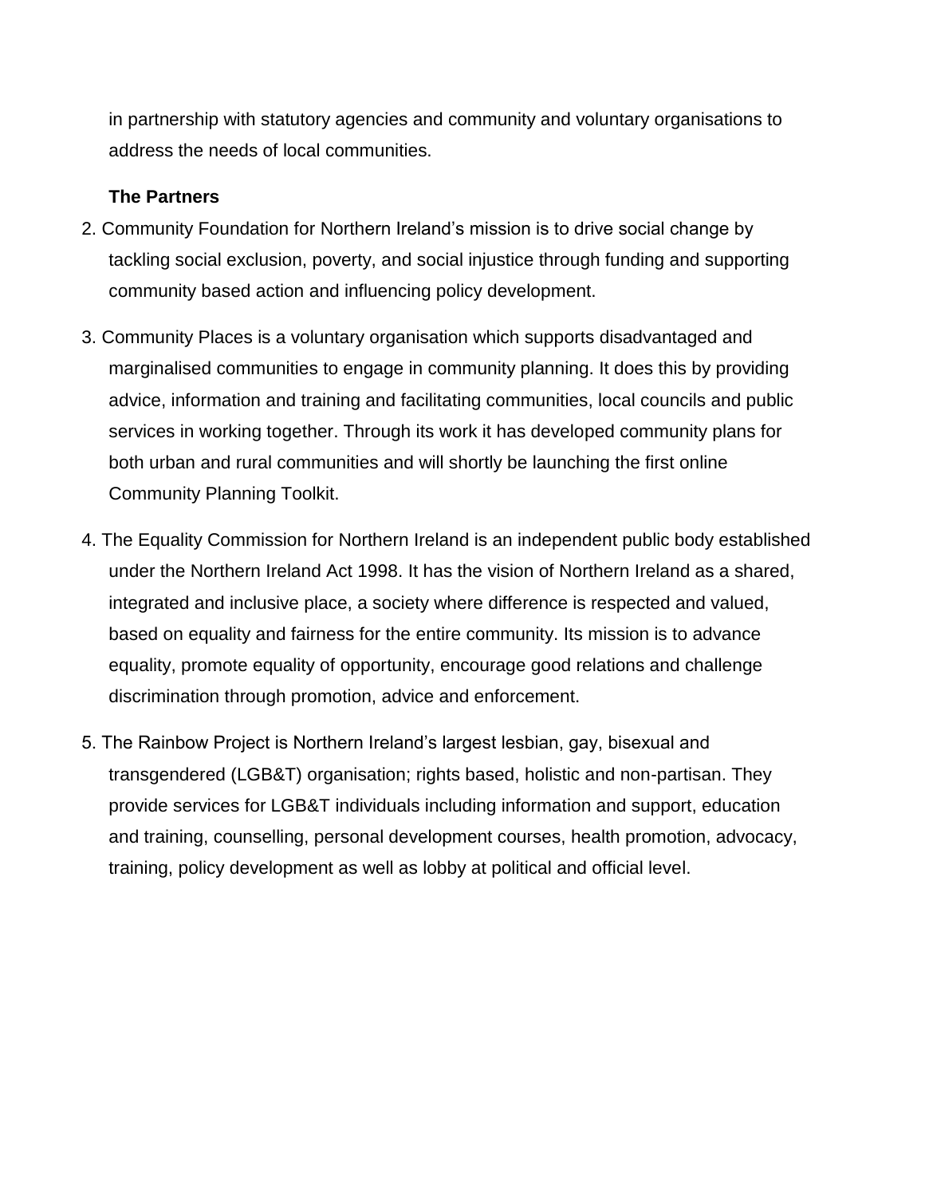in partnership with statutory agencies and community and voluntary organisations to address the needs of local communities.

**The Partners**

2. Community Foundation for Northern Ireland's mission is to drive social change by tackling social exclusion, poverty, and social injustice through funding and supporting community based action and influencing policy development.

3. Community Places is a voluntary organisation which supports disadvantaged and marginalised communities to engage in community planning. It does this by providing advice, information and training and facilitating communities, local councils and public services in working together. Through its work it has developed community plans for both urban and rural communities and will shortly be launching the first online Community Planning Toolkit.

4. The Equality Commission for Northern Ireland is an independent public body established under the Northern Ireland Act 1998. It has the vision of Northern Ireland as a shared, integrated and inclusive place, a society where difference is respected and valued, based on equality and fairness for the entire community. Its mission is to advance equality, promote equality of opportunity, encourage good relations and challenge discrimination through promotion, advice and enforcement.

5. The Rainbow Project is Northern Ireland's largest lesbian, gay, bisexual and transgendered (LGB&T) organisation; rights based, holistic and non-partisan. They provide services for LGB&T individuals including information and support, education and training, counselling, personal development courses, health promotion, advocacy, training, policy development as well as lobby at political and official level.